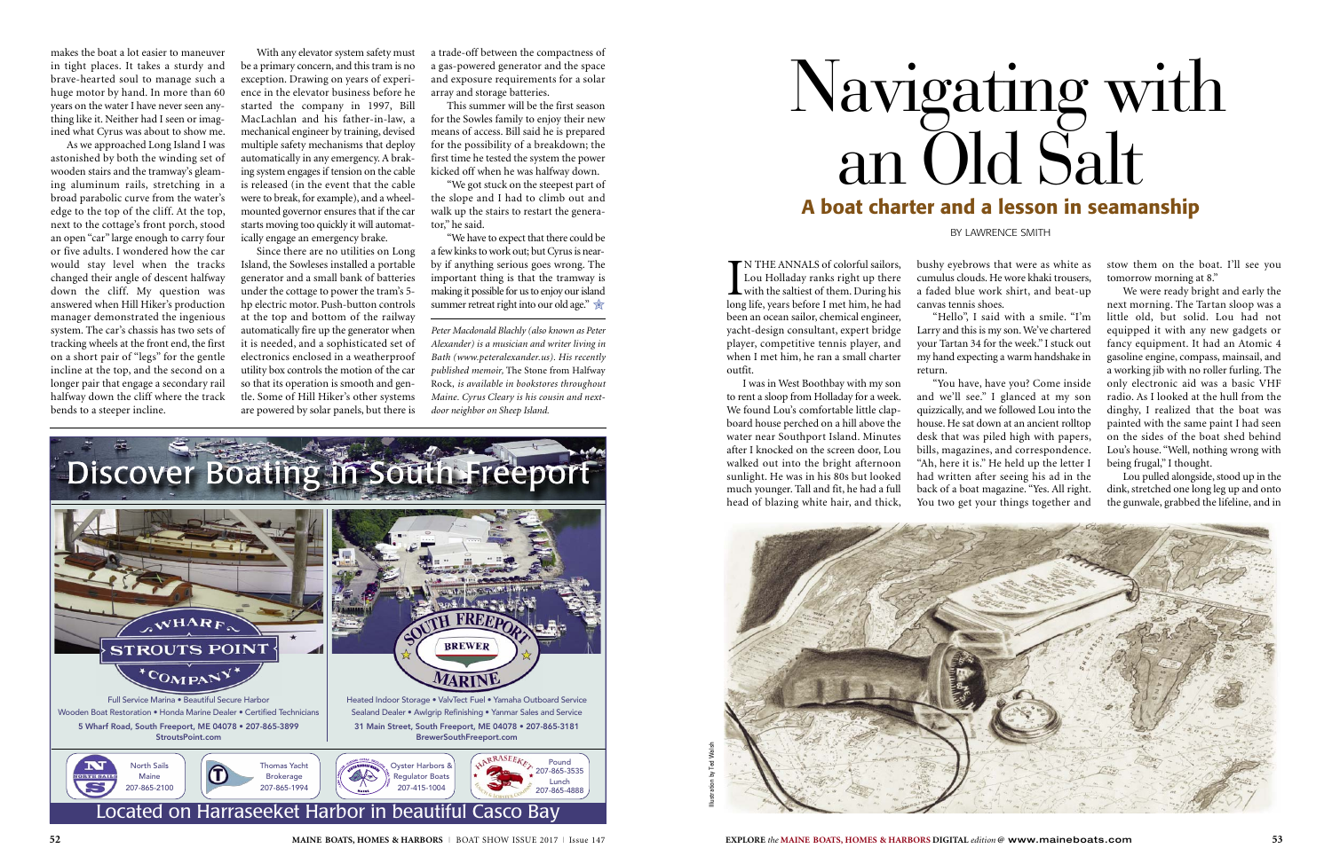makes the boat a lot easier to maneuver in tight places. It takes a sturdy and brave-hearted soul to manage such a huge motor by hand. In more than 60 years on the water I have never seen anything like it. Neither had I seen or imagined what Cyrus was about to show me.

As we approached Long Island I was astonished by both the winding set of wooden stairs and the tramway's gleaming aluminum rails, stretching in a broad parabolic curve from the water's edge to the top of the cliff. At the top, next to the cottage's front porch, stood an open "car" large enough to carry four or five adults. I wondered how the car would stay level when the tracks changed their angle of descent halfway down the cliff. My question was answered when Hill Hiker's production manager demonstrated the ingenious system. The car's chassis has two sets of tracking wheels at the front end, the first on a short pair of "legs" for the gentle incline at the top, and the second on a longer pair that engage a secondary rail halfway down the cliff where the track bends to a steeper incline.

With any elevator system safety must be a primary concern, and this tram is no exception. Drawing on years of experience in the elevator business before he started the company in 1997, Bill MacLachlan and his father-in-law, a mechanical engineer by training, devised multiple safety mechanisms that deploy automatically in any emergency. A braking system engages if tension on the cable is released (in the event that the cable were to break, for example), and a wheel-mounted governor ensures that if the car starts moving too quickly it will automatically engage an emergency brake.

Since there are no utilities on Long Island, the Sowleses installed a portable generator and a small bank of batteries under the cottage to power the tram's 5-hp electric motor. Push-button controls at the top and bottom of the railway automatically fire up the generator when it is needed, and a sophisticated set of electronics enclosed in a weatherproof utility box controls the motion of the car so that its operation is smooth and gentle. Some of Hill Hiker's other systems are powered by solar panels, but there is a trade-off between the compactness of a gas-powered generator and the space and exposure requirements for a solar array and storage batteries.

This summer will be the first season for the Sowles family to enjoy their new means of access. Bill said he is prepared for the possibility of a breakdown; the first time he tested the system the power kicked off when he was halfway down.

"We got stuck on the steepest part of the slope and I had to climb out and walk up the stairs to restart the generator," he said.

"We have to expect that there could be a few kinks to work out; but Cyrus is nearby if anything serious goes wrong. The important thing is that the tramway is making it possible for us to enjoy our island summer retreat right into our old age."

*Peter Macdonald Blachly (also known as Peter Alexander) is a musician and writer living in Bath (www.peteralexander.us). His recently published memoir,* The Stone from Halfway Rock, *is available in bookstores throughout Maine. Cyrus Cleary is his cousin and next-door neighbor on Sheep Island.*

---

**Discover Boating in South Freeport**

**Wharf Strouts Point Company**
Full Service Marina • Beautiful Secure Harbor
Wooden Boat Restoration • Honda Marine Dealer • Certified Technicians
5 Wharf Road, South Freeport, ME 04078 • 207-865-3899
StroutsPoint.com

**South Freeport Brewer Marine**
Heated Indoor Storage • ValvTect Fuel • Yamaha Outboard Service
Sealand Dealer • Awlgrip Refinishing • Yanmar Sales and Service
31 Main Street, South Freeport, ME 04078 • 207-865-3181
BrewerSouthFreeport.com

North Sails Maine 207-865-2100
Thomas Yacht Brokerage 207-865-1994
Oyster Harbors & Regulator Boats 207-415-1004
Harraseeket Pound 207-865-3535 Lunch 207-865-4888

Located on Harraseeket Harbor in beautiful Casco Bay

---

# Navigating with an Old Salt

## A boat charter and a lesson in seamanship

BY LAWRENCE SMITH

In the annals of colorful sailors, Lou Holladay ranks right up there with the saltiest of them. During his long life, years before I met him, he had been an ocean sailor, chemical engineer, yacht-design consultant, expert bridge player, competitive tennis player, and when I met him, he ran a small charter outfit.

I was in West Boothbay with my son to rent a sloop from Holladay for a week. We found Lou's comfortable little clapboard house perched on a hill above the water near Southport Island. Minutes after I knocked on the screen door, Lou walked out into the bright afternoon sunlight. He was in his 80s but looked much younger. Tall and fit, he had a full head of blazing white hair, and thick, bushy eyebrows that were as white as cumulus clouds. He wore khaki trousers, a faded blue work shirt, and beat-up canvas tennis shoes.

"Hello", I said with a smile. "I'm Larry and this is my son. We've chartered your Tartan 34 for the week." I stuck out my hand expecting a warm handshake in return.

"You have, have you? Come inside and we'll see." I glanced at my son quizzically, and we followed Lou into the house. He sat down at an ancient rolltop desk that was piled high with papers, bills, magazines, and correspondence. "Ah, here it is." He held up the letter I had written after seeing his ad in the back of a boat magazine. "Yes. All right. You two get your things together and stow them on the boat. I'll see you tomorrow morning at 8."

We were ready bright and early the next morning. The Tartan sloop was a little old, but solid. Lou had not equipped it with any new gadgets or fancy equipment. It had an Atomic 4 gasoline engine, compass, mainsail, and a working jib with no roller furling. The only electronic aid was a basic VHF radio. As I looked at the hull from the dinghy, I realized that the boat was painted with the same paint I had seen on the sides of the boat shed behind Lou's house. "Well, nothing wrong with being frugal," I thought.

Lou pulled alongside, stood up in the dink, stretched one long leg up and onto the gunwale, grabbed the lifeline, and in

Illustration by Ted Walsh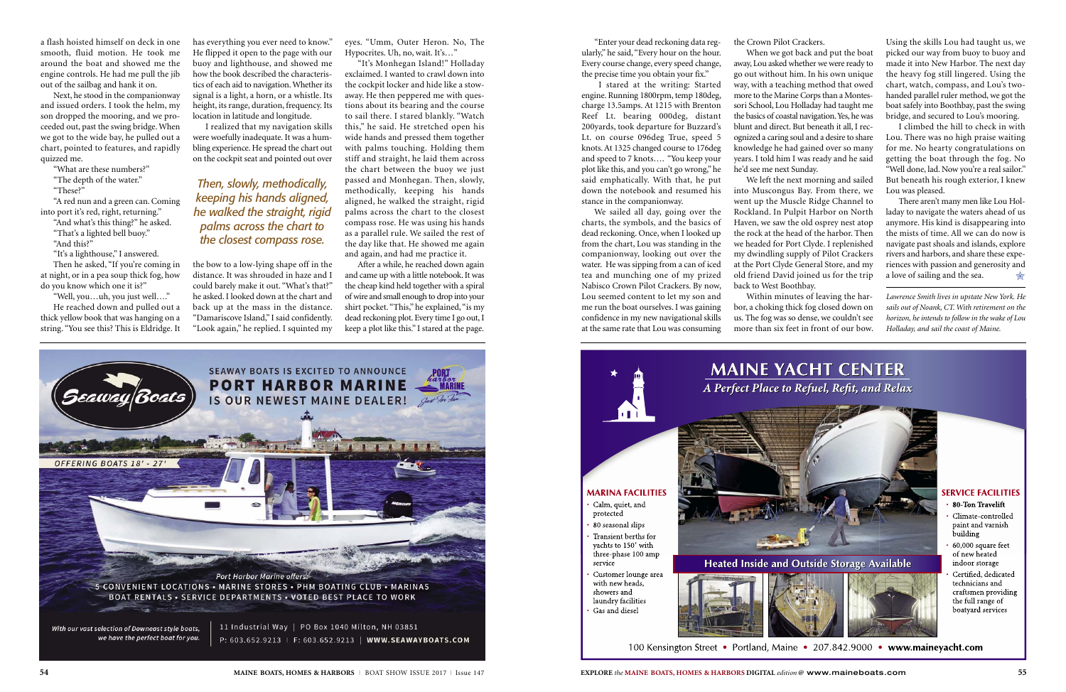a flash hoisted himself on deck in one smooth, fluid motion. He took me around the boat and showed me the engine controls. He had me pull the jib out of the sailbag and hank it on.

Next, he stood in the companionway and issued orders. I took the helm, my son dropped the mooring, and we proceeded out, past the swing bridge. When we got to the wide bay, he pulled out a chart, pointed to features, and rapidly quizzed me.

"What are these numbers?"

"The depth of the water."

"These?"

"A red nun and a green can. Coming into port it's red, right, returning."

"And what's this thing?" he asked.

"That's a lighted bell buoy."

"And this?"

"It's a lighthouse," I answered.

Then he asked, "If you're coming in at night, or in a pea soup thick fog, how do you know which one it is?"

"Well, you…uh, you just well…."

He reached down and pulled out a thick yellow book that was hanging on a string. "You see this? This is Eldridge. It has everything you ever need to know." He flipped it open to the page with our buoy and lighthouse, and showed me how the book described the characteristics of each aid to navigation. Whether its signal is a light, a horn, or a whistle. Its height, its range, duration, frequency. Its location in latitude and longitude.

I realized that my navigation skills were woefully inadequate. It was a humbling experience. He spread the chart out on the cockpit seat and pointed out over the bow to a low-lying shape off in the distance. It was shrouded in haze and I could barely make it out. "What's that?" he asked. I looked down at the chart and back up at the mass in the distance. "Damariscove Island," I said confidently. "Look again," he replied. I squinted my eyes. "Umm, Outer Heron. No, The Hypocrites. Uh, no, wait. It's…"

"It's Monhegan Island!" Holladay exclaimed. I wanted to crawl down into the cockpit locker and hide like a stowaway. He then peppered me with questions about its bearing and the course to sail there. I stared blankly. "Watch this," he said. He stretched open his wide hands and pressed them together with palms touching. Holding them stiff and straight, he laid them across the chart between the buoy we just passed and Monhegan. Then, slowly, methodically, keeping his hands aligned, he walked the straight, rigid palms across the chart to the closest compass rose. He was using his hands as a parallel rule. We sailed the rest of the day like that. He showed me again and again, and had me practice it.

> *Then, slowly, methodically, keeping his hands aligned, he walked the straight, rigid palms across the chart to the closest compass rose.*

After a while, he reached down again and came up with a little notebook. It was the cheap kind held together with a spiral of wire and small enough to drop into your shirt pocket. "This," he explained, "is my dead reckoning plot. Every time I go out, I keep a plot like this." I stared at the page.

"Enter your dead reckoning data regularly," he said, "Every hour on the hour. Every course change, every speed change, the precise time you obtain your fix."

I stared at the writing: Started engine. Running 1800rpm, temp 180deg, charge 13.5amps. At 1215 with Brenton Reef Lt. bearing 000deg, distant 200yards, took departure for Buzzard's Lt. on course 096deg True, speed 5 knots. At 1325 changed course to 176deg and speed to 7 knots…. "You keep your plot like this, and you can't go wrong," he said emphatically. With that, he put down the notebook and resumed his stance in the companionway.

We sailed all day, going over the charts, the symbols, and the basics of dead reckoning. Once, when I looked up from the chart, Lou was standing in the companionway, looking out over the water. He was sipping from a can of iced tea and munching one of my prized Nabisco Crown Pilot Crackers. By now, Lou seemed content to let my son and me run the boat ourselves. I was gaining confidence in my new navigational skills at the same rate that Lou was consuming the Crown Pilot Crackers.

When we got back and put the boat away, Lou asked whether we were ready to go out without him. In his own unique way, with a teaching method that owed more to the Marine Corps than a Montessori School, Lou Holladay had taught me the basics of coastal navigation. Yes, he was blunt and direct. But beneath it all, I recognized a caring soul and a desire to share knowledge he had gained over so many years. I told him I was ready and he said he'd see me next Sunday.

We left the next morning and sailed into Muscongus Bay. From there, we went up the Muscle Ridge Channel to Rockland. In Pulpit Harbor on North Haven, we saw the old osprey nest atop the rock at the head of the harbor. Then we headed for Port Clyde. I replenished my dwindling supply of Pilot Crackers at the Port Clyde General Store, and my old friend David joined us for the trip back to West Boothbay.

Within minutes of leaving the harbor, a choking thick fog closed down on us. The fog was so dense, we couldn't see more than six feet in front of our bow. Using the skills Lou had taught us, we picked our way from buoy to buoy and made it into New Harbor. The next day the heavy fog still lingered. Using the chart, watch, compass, and Lou's two-handed parallel ruler method, we got the boat safely into Boothbay, past the swing bridge, and secured to Lou's mooring.

I climbed the hill to check in with Lou. There was no high praise waiting for me. No hearty congratulations on getting the boat through the fog. No "Well done, lad. Now you're a real sailor." But beneath his rough exterior, I knew Lou was pleased.

There aren't many men like Lou Holladay to navigate the waters ahead of us anymore. His kind is disappearing into the mists of time. All we can do now is navigate past shoals and islands, explore rivers and harbors, and share these experiences with passion and generosity and a love of sailing and the sea.

*Lawrence Smith lives in upstate New York. He sails out of Noank, CT. With retirement on the horizon, he intends to follow in the wake of Lou Holladay, and sail the coast of Maine.*

---

SEAWAY BOATS IS EXCITED TO ANNOUNCE
**PORT HARBOR MARINE**
IS OUR NEWEST MAINE DEALER!

Seaway Boats

OFFERING BOATS 18' - 27'

Port Harbor Marine offers:
5 CONVENIENT LOCATIONS • MARINE STORES • PHM BOATING CLUB • MARINAS
BOAT RENTALS • SERVICE DEPARTMENTS • VOTED BEST PLACE TO WORK

*With our vast selection of Downeast style boats, we have the perfect boat for you.*

11 Industrial Way | PO Box 1040 Milton, NH 03851
P: 603.652.9213 | F: 603.652.9213 | WWW.SEAWAYBOATS.COM

---

**MAINE YACHT CENTER**
*A Perfect Place to Refuel, Refit, and Relax*

**MARINA FACILITIES**
- Calm, quiet, and protected
- 80 seasonal slips
- Transient berths for yachts to 150' with three-phase 100 amp service
- Customer lounge area with new heads, showers and laundry facilities
- Gas and diesel

**Heated Inside and Outside Storage Available**

**SERVICE FACILITIES**
- **80-Ton Travelift**
- Climate-controlled paint and varnish building
- 60,000 square feet of new heated indoor storage
- Certified, dedicated technicians and craftsmen providing the full range of boatyard services

100 Kensington Street • Portland, Maine • 207.842.9000 • www.maineyacht.com